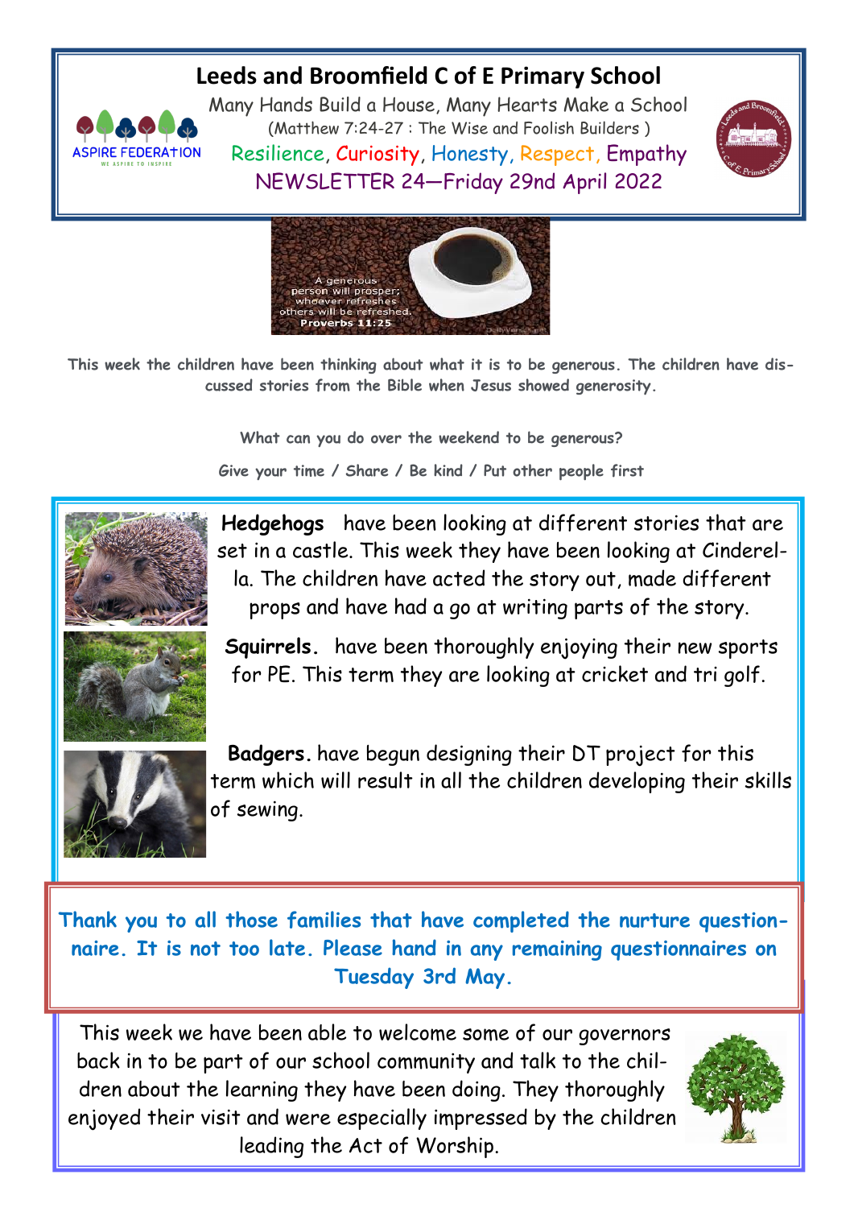# Leeds and Broomfield C of E Primary School

Many Hands Build a House, Many Hearts Make a School

(Matthew 7:24-27 : The Wise and Foolish Builders )

Resilience, Curiosity, Honesty, Respect, Empathy

## NEWSLETTER 24—Friday 29nd April 2022

A generous person will prosper; whoever refreshes others will be refreshed.
**Proverbs 11:25**

**This week the children have been thinking about what it is to be generous. The children have discussed stories from the Bible when Jesus showed generosity.**

**What can you do over the weekend to be generous?**

**Give your time / Share / Be kind / Put other people first**

**Hedgehogs** have been looking at different stories that are set in a castle. This week they have been looking at Cinderella. The children have acted the story out, made different props and have had a go at writing parts of the story.

**Squirrels.** have been thoroughly enjoying their new sports for PE. This term they are looking at cricket and tri golf.

**Badgers.** have begun designing their DT project for this term which will result in all the children developing their skills of sewing.

**Thank you to all those families that have completed the nurture questionnaire. It is not too late. Please hand in any remaining questionnaires on Tuesday 3rd May.**

This week we have been able to welcome some of our governors back in to be part of our school community and talk to the children about the learning they have been doing. They thoroughly enjoyed their visit and were especially impressed by the children leading the Act of Worship.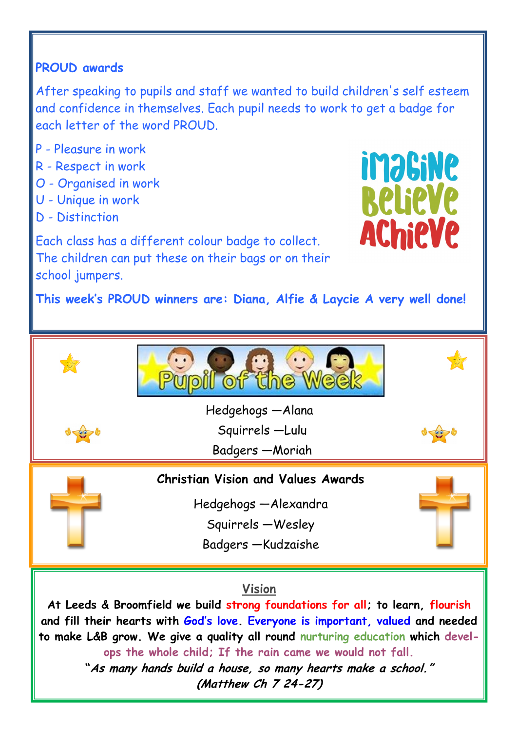## PROUD awards

After speaking to pupils and staff we wanted to build children's self esteem and confidence in themselves. Each pupil needs to work to get a badge for each letter of the word PROUD.

P - Pleasure in work
R - Respect in work
O - Organised in work
U - Unique in work
D - Distinction

Each class has a different colour badge to collect. The children can put these on their bags or on their school jumpers.

**This week's PROUD winners are: Diana, Alfie & Laycie A very well done!**

## Pupil of the Week

Hedgehogs —Alana
Squirrels —Lulu
Badgers —Moriah

## Christian Vision and Values Awards

Hedgehogs —Alexandra
Squirrels —Wesley
Badgers —Kudzaishe

## Vision

**At Leeds & Broomfield we build strong foundations for all; to learn, flourish and fill their hearts with God's love. Everyone is important, valued and needed to make L&B grow. We give a quality all round nurturing education which develops the whole child; If the rain came we would not fall.**

***"As many hands build a house, so many hearts make a school."***
***(Matthew Ch 7 24-27)***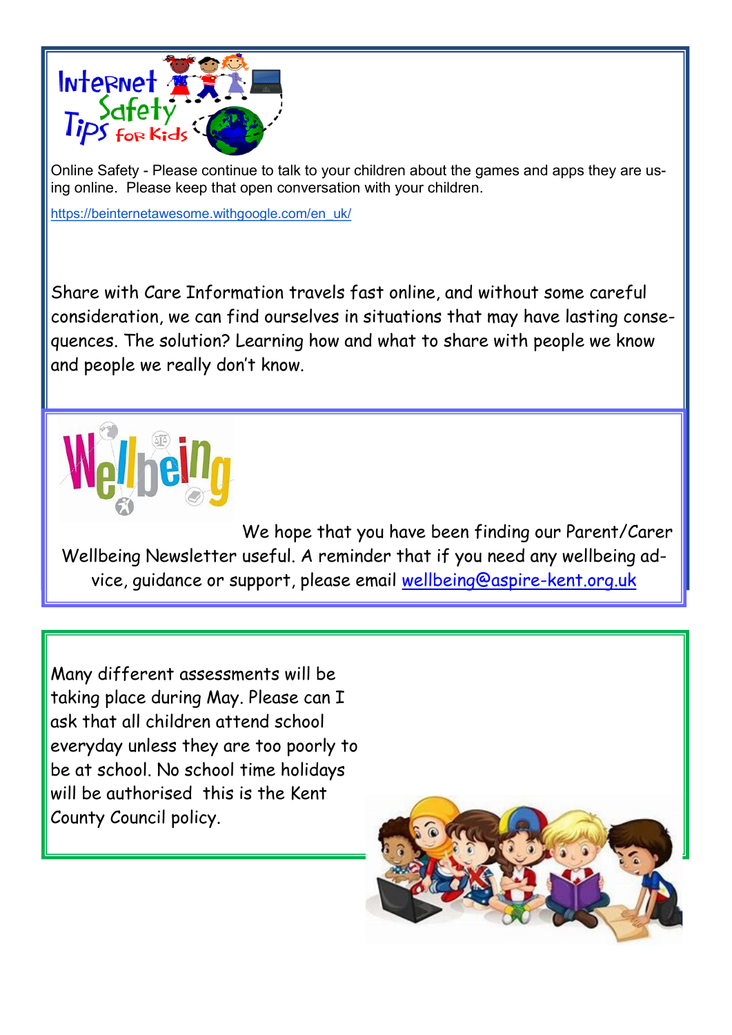# Internet Safety Tips for Kids

Online Safety - Please continue to talk to your children about the games and apps they are using online. Please keep that open conversation with your children.

https://beinternetawesome.withgoogle.com/en_uk/

Share with Care Information travels fast online, and without some careful consideration, we can find ourselves in situations that may have lasting consequences. The solution? Learning how and what to share with people we know and people we really don't know.

# Wellbeing

We hope that you have been finding our Parent/Carer Wellbeing Newsletter useful. A reminder that if you need any wellbeing advice, guidance or support, please email wellbeing@aspire-kent.org.uk

Many different assessments will be taking place during May. Please can I ask that all children attend school everyday unless they are too poorly to be at school. No school time holidays will be authorised this is the Kent County Council policy.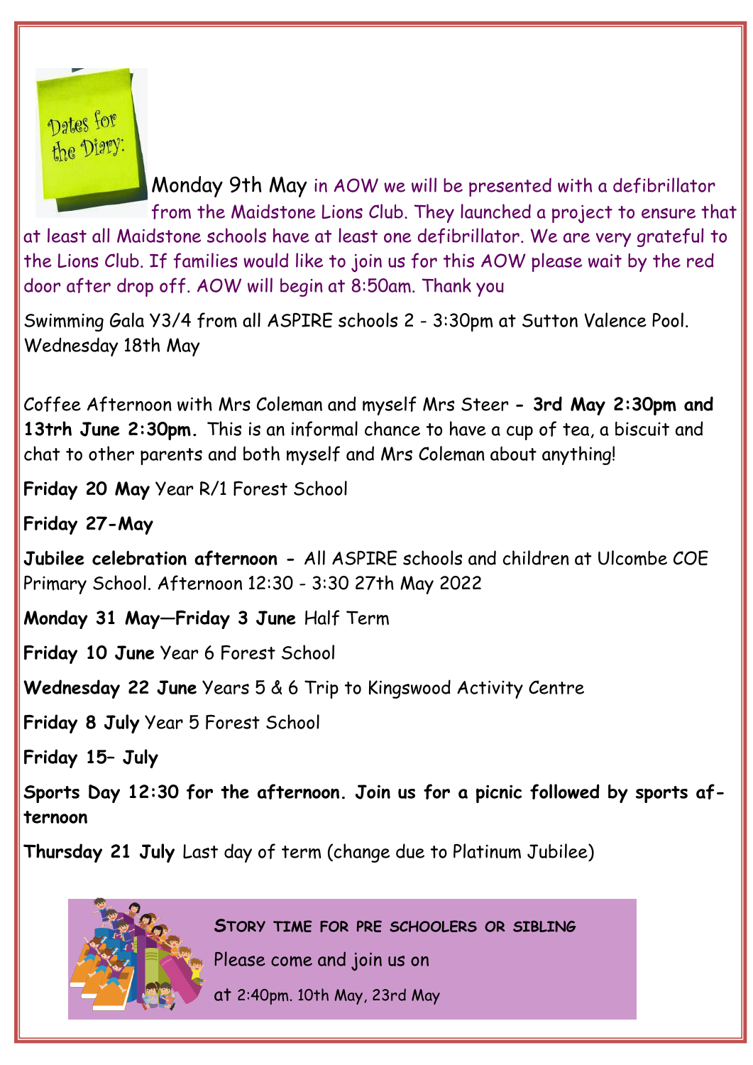Dates for the Diary:

Monday 9th May in AOW we will be presented with a defibrillator from the Maidstone Lions Club. They launched a project to ensure that at least all Maidstone schools have at least one defibrillator. We are very grateful to the Lions Club. If families would like to join us for this AOW please wait by the red door after drop off. AOW will begin at 8:50am. Thank you

Swimming Gala Y3/4 from all ASPIRE schools 2 - 3:30pm at Sutton Valence Pool. Wednesday 18th May

Coffee Afternoon with Mrs Coleman and myself Mrs Steer **- 3rd May 2:30pm and 13trh June 2:30pm.** This is an informal chance to have a cup of tea, a biscuit and chat to other parents and both myself and Mrs Coleman about anything!

**Friday 20 May** Year R/1 Forest School

**Friday 27-May**

**Jubilee celebration afternoon -** All ASPIRE schools and children at Ulcombe COE Primary School. Afternoon 12:30 - 3:30 27th May 2022

**Monday 31 May—Friday 3 June** Half Term

**Friday 10 June** Year 6 Forest School

**Wednesday 22 June** Years 5 & 6 Trip to Kingswood Activity Centre

**Friday 8 July** Year 5 Forest School

**Friday 15– July**

**Sports Day 12:30 for the afternoon. Join us for a picnic followed by sports afternoon**

**Thursday 21 July** Last day of term (change due to Platinum Jubilee)

**Story time for pre schoolers or sibling**

Please come and join us on

at 2:40pm. 10th May, 23rd May